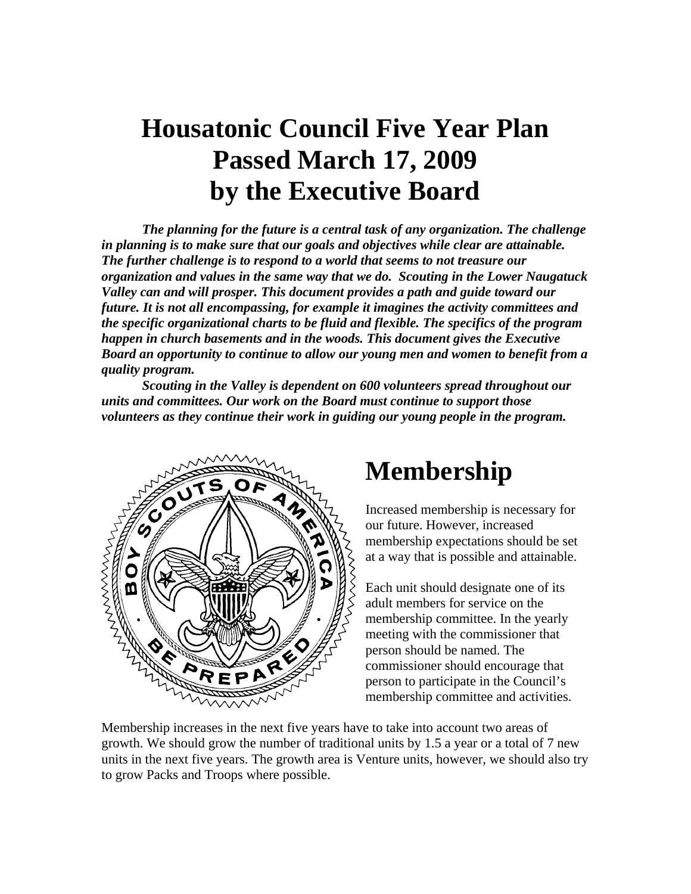# Housatonic Council Five Year Plan
# Passed March 17, 2009
# by the Executive Board

***The planning for the future is a central task of any organization. The challenge in planning is to make sure that our goals and objectives while clear are attainable. The further challenge is to respond to a world that seems to not treasure our organization and values in the same way that we do. Scouting in the Lower Naugatuck Valley can and will prosper. This document provides a path and guide toward our future. It is not all encompassing, for example it imagines the activity committees and the specific organizational charts to be fluid and flexible. The specifics of the program happen in church basements and in the woods. This document gives the Executive Board an opportunity to continue to allow our young men and women to benefit from a quality program.***

***Scouting in the Valley is dependent on 600 volunteers spread throughout our units and committees. Our work on the Board must continue to support those volunteers as they continue their work in guiding our young people in the program.***

# Membership

Increased membership is necessary for our future. However, increased membership expectations should be set at a way that is possible and attainable.

Each unit should designate one of its adult members for service on the membership committee. In the yearly meeting with the commissioner that person should be named. The commissioner should encourage that person to participate in the Council's membership committee and activities.

Membership increases in the next five years have to take into account two areas of growth. We should grow the number of traditional units by 1.5 a year or a total of 7 new units in the next five years. The growth area is Venture units, however, we should also try to grow Packs and Troops where possible.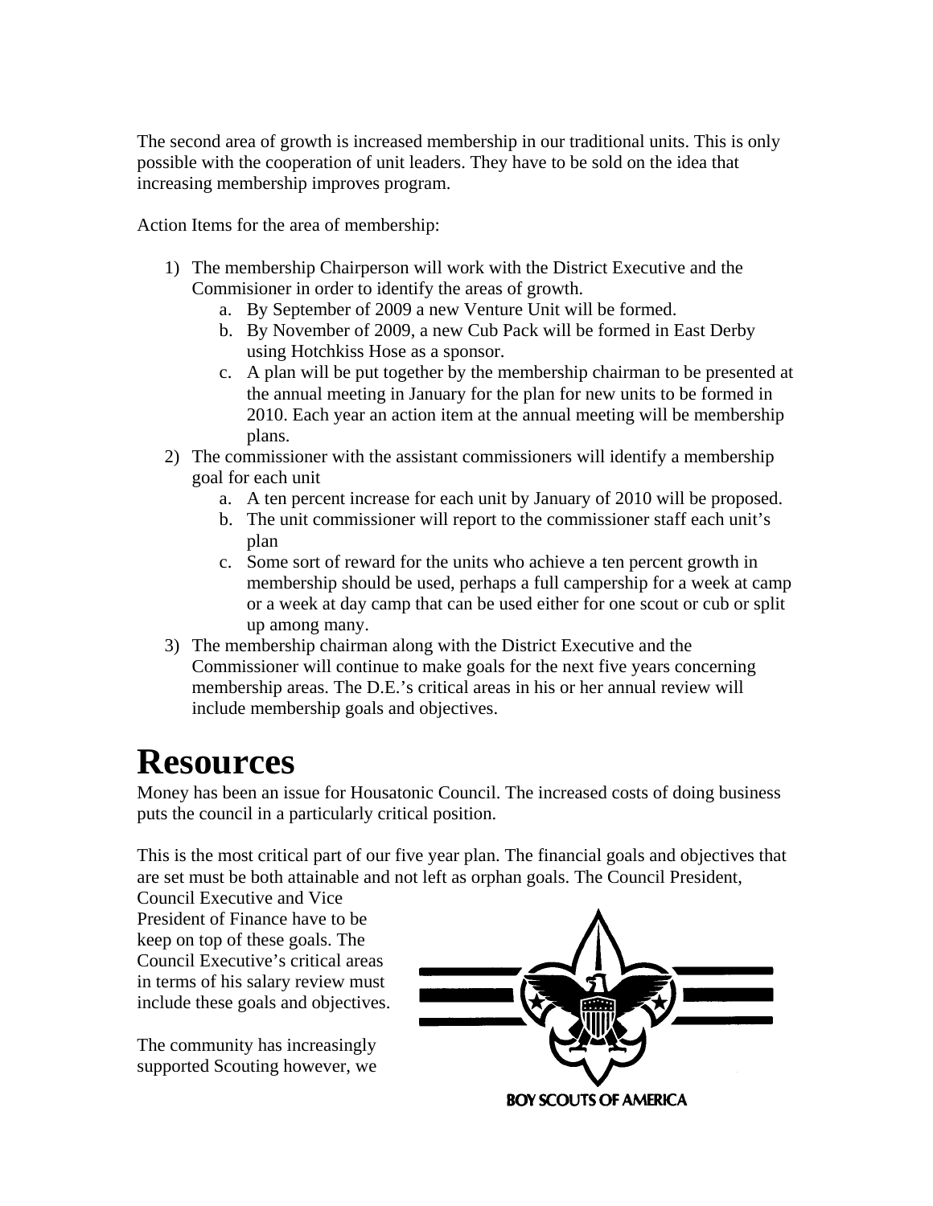The second area of growth is increased membership in our traditional units. This is only possible with the cooperation of unit leaders. They have to be sold on the idea that increasing membership improves program.

Action Items for the area of membership:

1) The membership Chairperson will work with the District Executive and the Commisioner in order to identify the areas of growth.
   a. By September of 2009 a new Venture Unit will be formed.
   b. By November of 2009, a new Cub Pack will be formed in East Derby using Hotchkiss Hose as a sponsor.
   c. A plan will be put together by the membership chairman to be presented at the annual meeting in January for the plan for new units to be formed in 2010. Each year an action item at the annual meeting will be membership plans.
2) The commissioner with the assistant commissioners will identify a membership goal for each unit
   a. A ten percent increase for each unit by January of 2010 will be proposed.
   b. The unit commissioner will report to the commissioner staff each unit's plan
   c. Some sort of reward for the units who achieve a ten percent growth in membership should be used, perhaps a full campership for a week at camp or a week at day camp that can be used either for one scout or cub or split up among many.
3) The membership chairman along with the District Executive and the Commissioner will continue to make goals for the next five years concerning membership areas. The D.E.'s critical areas in his or her annual review will include membership goals and objectives.

# Resources

Money has been an issue for Housatonic Council. The increased costs of doing business puts the council in a particularly critical position.

This is the most critical part of our five year plan. The financial goals and objectives that are set must be both attainable and not left as orphan goals. The Council President, Council Executive and Vice President of Finance have to be keep on top of these goals. The Council Executive's critical areas in terms of his salary review must include these goals and objectives.

The community has increasingly supported Scouting however, we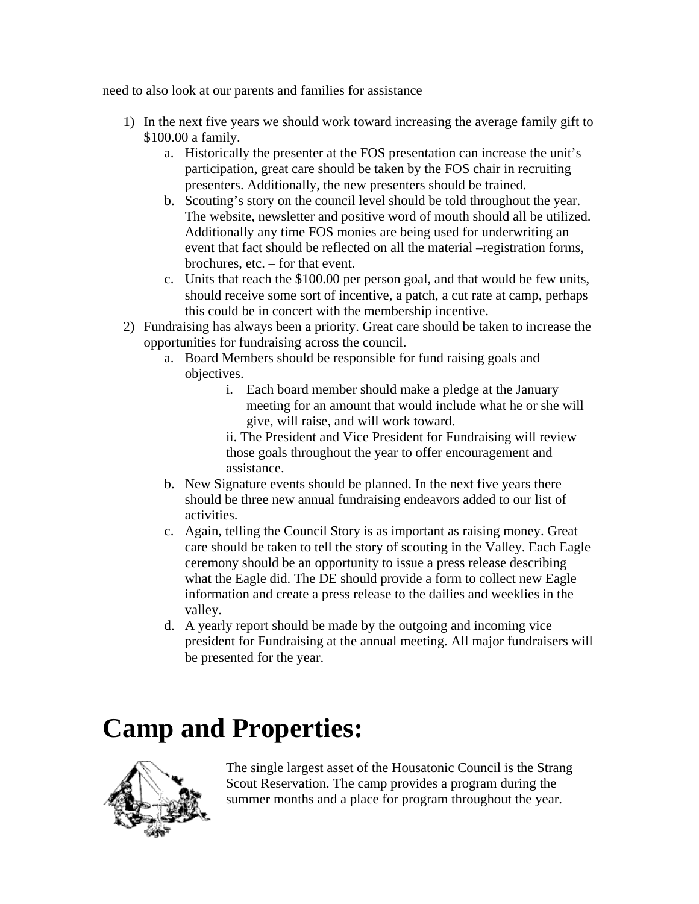need to also look at our parents and families for assistance

1) In the next five years we should work toward increasing the average family gift to $100.00 a family.
    a. Historically the presenter at the FOS presentation can increase the unit's participation, great care should be taken by the FOS chair in recruiting presenters. Additionally, the new presenters should be trained.
    b. Scouting's story on the council level should be told throughout the year. The website, newsletter and positive word of mouth should all be utilized. Additionally any time FOS monies are being used for underwriting an event that fact should be reflected on all the material –registration forms, brochures, etc. – for that event.
    c. Units that reach the $100.00 per person goal, and that would be few units, should receive some sort of incentive, a patch, a cut rate at camp, perhaps this could be in concert with the membership incentive.
2) Fundraising has always been a priority. Great care should be taken to increase the opportunities for fundraising across the council.
    a. Board Members should be responsible for fund raising goals and objectives.
        i. Each board member should make a pledge at the January meeting for an amount that would include what he or she will give, will raise, and will work toward.
        ii. The President and Vice President for Fundraising will review those goals throughout the year to offer encouragement and assistance.
    b. New Signature events should be planned. In the next five years there should be three new annual fundraising endeavors added to our list of activities.
    c. Again, telling the Council Story is as important as raising money. Great care should be taken to tell the story of scouting in the Valley. Each Eagle ceremony should be an opportunity to issue a press release describing what the Eagle did. The DE should provide a form to collect new Eagle information and create a press release to the dailies and weeklies in the valley.
    d. A yearly report should be made by the outgoing and incoming vice president for Fundraising at the annual meeting. All major fundraisers will be presented for the year.

# Camp and Properties:

The single largest asset of the Housatonic Council is the Strang Scout Reservation. The camp provides a program during the summer months and a place for program throughout the year.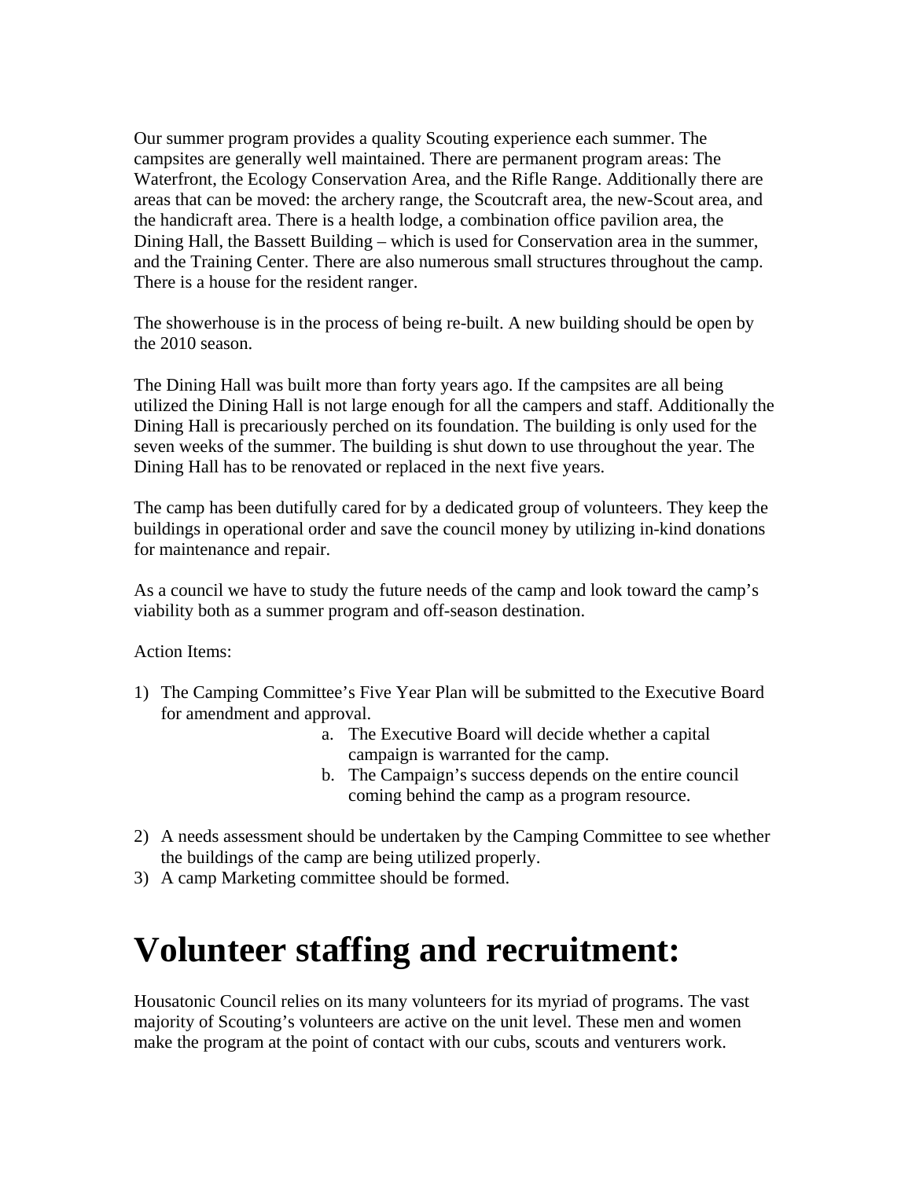Our summer program provides a quality Scouting experience each summer. The campsites are generally well maintained. There are permanent program areas: The Waterfront, the Ecology Conservation Area, and the Rifle Range. Additionally there are areas that can be moved: the archery range, the Scoutcraft area, the new-Scout area, and the handicraft area. There is a health lodge, a combination office pavilion area, the Dining Hall, the Bassett Building – which is used for Conservation area in the summer, and the Training Center. There are also numerous small structures throughout the camp. There is a house for the resident ranger.

The showerhouse is in the process of being re-built. A new building should be open by the 2010 season.

The Dining Hall was built more than forty years ago. If the campsites are all being utilized the Dining Hall is not large enough for all the campers and staff. Additionally the Dining Hall is precariously perched on its foundation. The building is only used for the seven weeks of the summer. The building is shut down to use throughout the year. The Dining Hall has to be renovated or replaced in the next five years.

The camp has been dutifully cared for by a dedicated group of volunteers. They keep the buildings in operational order and save the council money by utilizing in-kind donations for maintenance and repair.

As a council we have to study the future needs of the camp and look toward the camp's viability both as a summer program and off-season destination.

Action Items:

1) The Camping Committee's Five Year Plan will be submitted to the Executive Board for amendment and approval.
    a. The Executive Board will decide whether a capital campaign is warranted for the camp.
    b. The Campaign's success depends on the entire council coming behind the camp as a program resource.
2) A needs assessment should be undertaken by the Camping Committee to see whether the buildings of the camp are being utilized properly.
3) A camp Marketing committee should be formed.

# Volunteer staffing and recruitment:

Housatonic Council relies on its many volunteers for its myriad of programs. The vast majority of Scouting's volunteers are active on the unit level. These men and women make the program at the point of contact with our cubs, scouts and venturers work.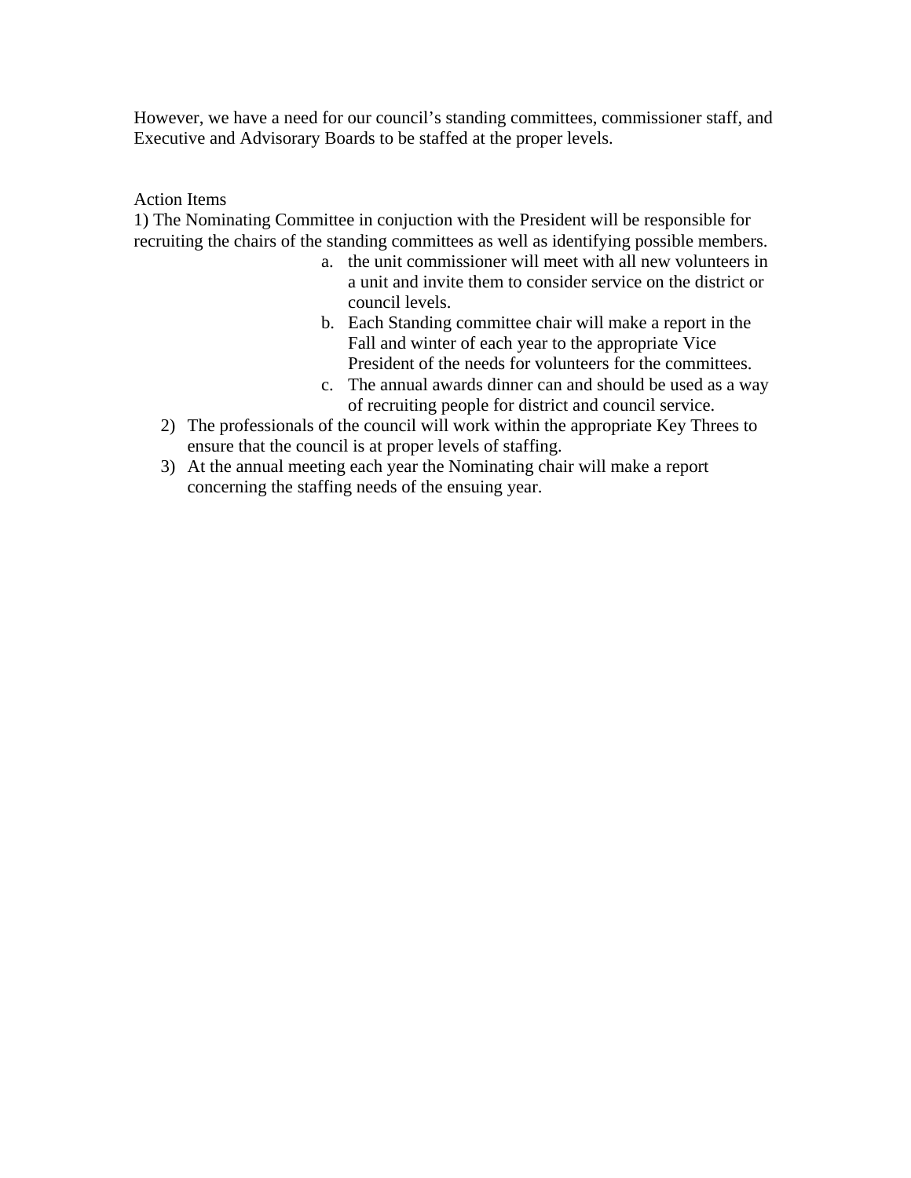However, we have a need for our council's standing committees, commissioner staff, and Executive and Advisorary Boards to be staffed at the proper levels.

Action Items

1) The Nominating Committee in conjuction with the President will be responsible for recruiting the chairs of the standing committees as well as identifying possible members.

    a. the unit commissioner will meet with all new volunteers in a unit and invite them to consider service on the district or council levels.
    b. Each Standing committee chair will make a report in the Fall and winter of each year to the appropriate Vice President of the needs for volunteers for the committees.
    c. The annual awards dinner can and should be used as a way of recruiting people for district and council service.

2) The professionals of the council will work within the appropriate Key Threes to ensure that the council is at proper levels of staffing.
3) At the annual meeting each year the Nominating chair will make a report concerning the staffing needs of the ensuing year.